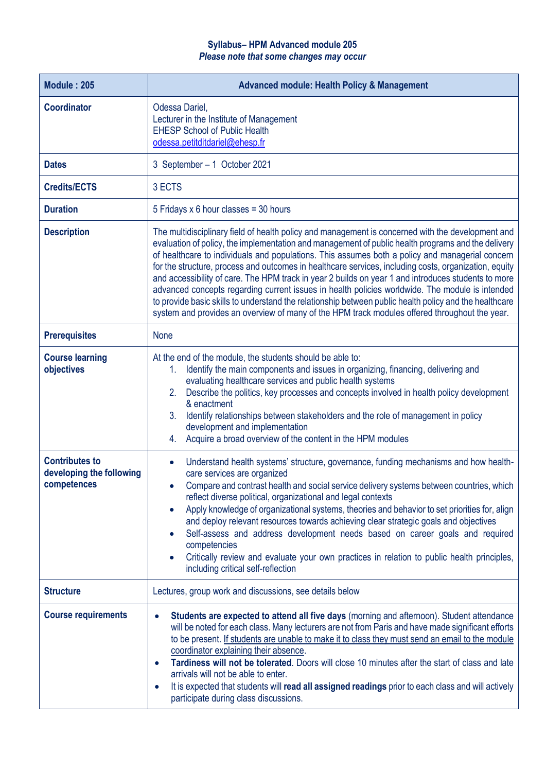**Syllabus– HPM Advanced module 205**
***Please note that some changes may occur***

| **Module : 205** | **Advanced module: Health Policy & Management** |
|---|---|
| **Coordinator** | Odessa Dariel,<br>Lecturer in the Institute of Management<br>EHESP School of Public Health<br>odessa.petitditdariel@ehesp.fr |
| **Dates** | 3 September – 1 October 2021 |
| **Credits/ECTS** | 3 ECTS |
| **Duration** | 5 Fridays x 6 hour classes = 30 hours |
| **Description** | The multidisciplinary field of health policy and management is concerned with the development and evaluation of policy, the implementation and management of public health programs and the delivery of healthcare to individuals and populations. This assumes both a policy and managerial concern for the structure, process and outcomes in healthcare services, including costs, organization, equity and accessibility of care. The HPM track in year 2 builds on year 1 and introduces students to more advanced concepts regarding current issues in health policies worldwide. The module is intended to provide basic skills to understand the relationship between public health policy and the healthcare system and provides an overview of many of the HPM track modules offered throughout the year. |
| **Prerequisites** | None |
| **Course learning objectives** | At the end of the module, the students should be able to:<br>1. Identify the main components and issues in organizing, financing, delivering and evaluating healthcare services and public health systems<br>2. Describe the politics, key processes and concepts involved in health policy development & enactment<br>3. Identify relationships between stakeholders and the role of management in policy development and implementation<br>4. Acquire a broad overview of the content in the HPM modules |
| **Contributes to developing the following competences** | • Understand health systems' structure, governance, funding mechanisms and how health-care services are organized<br>• Compare and contrast health and social service delivery systems between countries, which reflect diverse political, organizational and legal contexts<br>• Apply knowledge of organizational systems, theories and behavior to set priorities for, align and deploy relevant resources towards achieving clear strategic goals and objectives<br>• Self-assess and address development needs based on career goals and required competencies<br>• Critically review and evaluate your own practices in relation to public health principles, including critical self-reflection |
| **Structure** | Lectures, group work and discussions, see details below |
| **Course requirements** | • **Students are expected to attend all five days** (morning and afternoon). Student attendance will be noted for each class. Many lecturers are not from Paris and have made significant efforts to be present. If students are unable to make it to class they must send an email to the module coordinator explaining their absence.<br>• **Tardiness will not be tolerated**. Doors will close 10 minutes after the start of class and late arrivals will not be able to enter.<br>• It is expected that students will **read all assigned readings** prior to each class and will actively participate during class discussions. |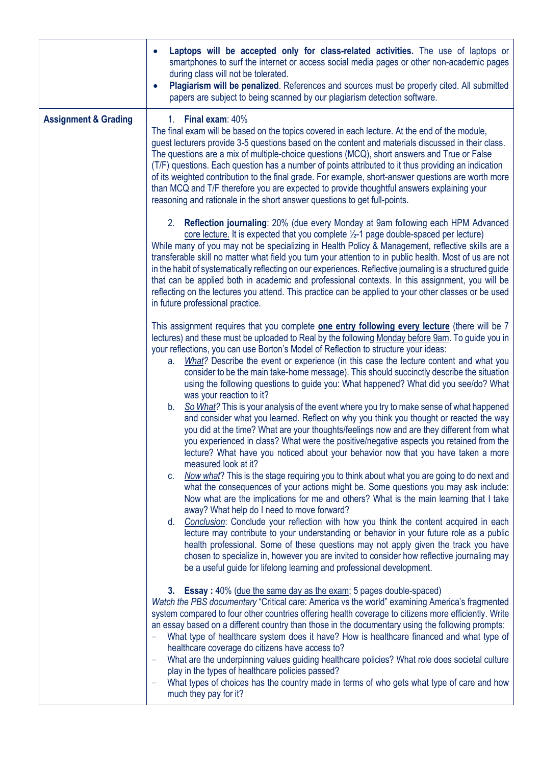| | |
|---|---|
| | • **Laptops will be accepted only for class-related activities.** The use of laptops or smartphones to surf the internet or access social media pages or other non-academic pages during class will not be tolerated.<br>• **Plagiarism will be penalized**. References and sources must be properly cited. All submitted papers are subject to being scanned by our plagiarism detection software. |
| **Assignment & Grading** | 1. **Final exam**: 40%<br>The final exam will be based on the topics covered in each lecture. At the end of the module, guest lecturers provide 3-5 questions based on the content and materials discussed in their class. The questions are a mix of multiple-choice questions (MCQ), short answers and True or False (T/F) questions. Each question has a number of points attributed to it thus providing an indication of its weighted contribution to the final grade. For example, short-answer questions are worth more than MCQ and T/F therefore you are expected to provide thoughtful answers explaining your reasoning and rationale in the short answer questions to get full-points.<br><br>2. **Reflection journaling**: 20% (due every Monday at 9am following each HPM Advanced core lecture. It is expected that you complete ½-1 page double-spaced per lecture)<br>While many of you may not be specializing in Health Policy & Management, reflective skills are a transferable skill no matter what field you turn your attention to in public health. Most of us are not in the habit of systematically reflecting on our experiences. Reflective journaling is a structured guide that can be applied both in academic and professional contexts. In this assignment, you will be reflecting on the lectures you attend. This practice can be applied to your other classes or be used in future professional practice.<br><br>This assignment requires that you complete **one entry following every lecture** (there will be 7 lectures) and these must be uploaded to Real by the following Monday before 9am. To guide you in your reflections, you can use Borton's Model of Reflection to structure your ideas:<br>a. *What?* Describe the event or experience (in this case the lecture content and what you consider to be the main take-home message). This should succinctly describe the situation using the following questions to guide you: What happened? What did you see/do? What was your reaction to it?<br>b. *So What?* This is your analysis of the event where you try to make sense of what happened and consider what you learned. Reflect on why you think you thought or reacted the way you did at the time? What are your thoughts/feelings now and are they different from what you experienced in class? What were the positive/negative aspects you retained from the lecture? What have you noticed about your behavior now that you have taken a more measured look at it?<br>c. *Now what*? This is the stage requiring you to think about what you are going to do next and what the consequences of your actions might be. Some questions you may ask include: Now what are the implications for me and others? What is the main learning that I take away? What help do I need to move forward?<br>d. *Conclusion*: Conclude your reflection with how you think the content acquired in each lecture may contribute to your understanding or behavior in your future role as a public health professional. Some of these questions may not apply given the track you have chosen to specialize in, however you are invited to consider how reflective journaling may be a useful guide for lifelong learning and professional development.<br><br>3. **Essay :** 40% (due the same day as the exam; 5 pages double-spaced)<br>*Watch the PBS documentary* "Critical care: America vs the world" examining America's fragmented system compared to four other countries offering health coverage to citizens more efficiently. Write an essay based on a different country than those in the documentary using the following prompts:<br>– What type of healthcare system does it have? How is healthcare financed and what type of healthcare coverage do citizens have access to?<br>– What are the underpinning values guiding healthcare policies? What role does societal culture play in the types of healthcare policies passed?<br>– What types of choices has the country made in terms of who gets what type of care and how much they pay for it? |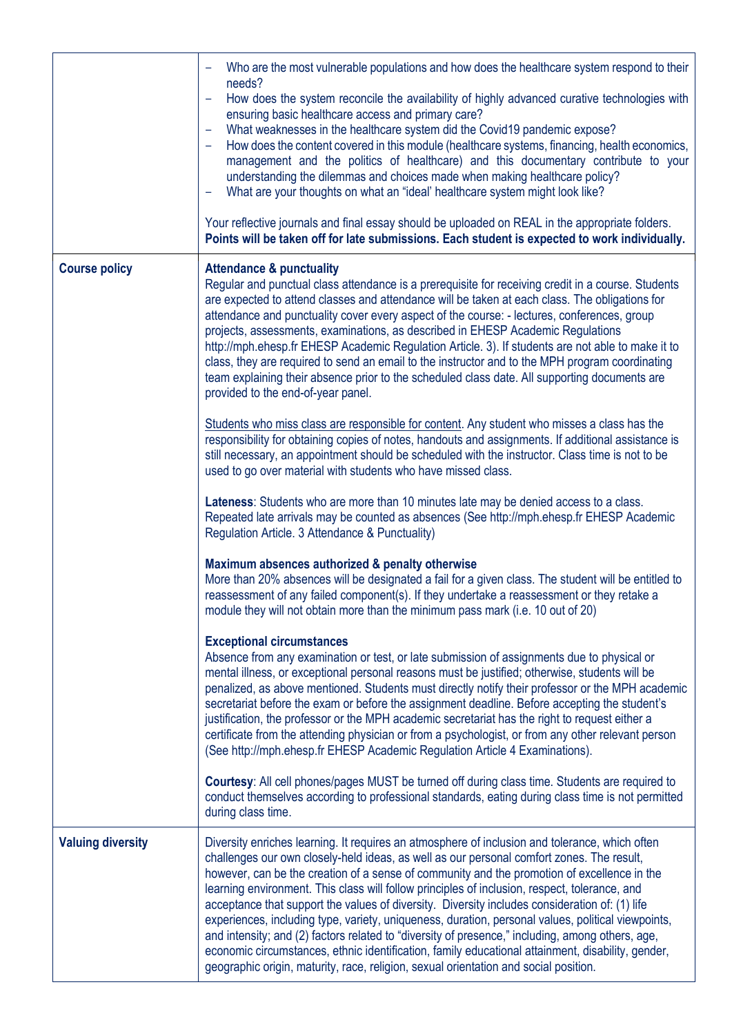| | |
|---|---|
| | – Who are the most vulnerable populations and how does the healthcare system respond to their needs?<br>– How does the system reconcile the availability of highly advanced curative technologies with ensuring basic healthcare access and primary care?<br>– What weaknesses in the healthcare system did the Covid19 pandemic expose?<br>– How does the content covered in this module (healthcare systems, financing, health economics, management and the politics of healthcare) and this documentary contribute to your understanding the dilemmas and choices made when making healthcare policy?<br>– What are your thoughts on what an "ideal' healthcare system might look like?<br><br>Your reflective journals and final essay should be uploaded on REAL in the appropriate folders. **Points will be taken off for late submissions. Each student is expected to work individually.** |
| **Course policy** | **Attendance & punctuality**<br>Regular and punctual class attendance is a prerequisite for receiving credit in a course. Students are expected to attend classes and attendance will be taken at each class. The obligations for attendance and punctuality cover every aspect of the course: - lectures, conferences, group projects, assessments, examinations, as described in EHESP Academic Regulations http://mph.ehesp.fr EHESP Academic Regulation Article. 3). If students are not able to make it to class, they are required to send an email to the instructor and to the MPH program coordinating team explaining their absence prior to the scheduled class date. All supporting documents are provided to the end-of-year panel.<br><br>Students who miss class are responsible for content. Any student who misses a class has the responsibility for obtaining copies of notes, handouts and assignments. If additional assistance is still necessary, an appointment should be scheduled with the instructor. Class time is not to be used to go over material with students who have missed class.<br><br>**Lateness**: Students who are more than 10 minutes late may be denied access to a class. Repeated late arrivals may be counted as absences (See http://mph.ehesp.fr EHESP Academic Regulation Article. 3 Attendance & Punctuality)<br><br>**Maximum absences authorized & penalty otherwise**<br>More than 20% absences will be designated a fail for a given class. The student will be entitled to reassessment of any failed component(s). If they undertake a reassessment or they retake a module they will not obtain more than the minimum pass mark (i.e. 10 out of 20)<br><br>**Exceptional circumstances**<br>Absence from any examination or test, or late submission of assignments due to physical or mental illness, or exceptional personal reasons must be justified; otherwise, students will be penalized, as above mentioned. Students must directly notify their professor or the MPH academic secretariat before the exam or before the assignment deadline. Before accepting the student's justification, the professor or the MPH academic secretariat has the right to request either a certificate from the attending physician or from a psychologist, or from any other relevant person (See http://mph.ehesp.fr EHESP Academic Regulation Article 4 Examinations).<br><br>**Courtesy**: All cell phones/pages MUST be turned off during class time. Students are required to conduct themselves according to professional standards, eating during class time is not permitted during class time. |
| **Valuing diversity** | Diversity enriches learning. It requires an atmosphere of inclusion and tolerance, which often challenges our own closely-held ideas, as well as our personal comfort zones. The result, however, can be the creation of a sense of community and the promotion of excellence in the learning environment. This class will follow principles of inclusion, respect, tolerance, and acceptance that support the values of diversity. Diversity includes consideration of: (1) life experiences, including type, variety, uniqueness, duration, personal values, political viewpoints, and intensity; and (2) factors related to "diversity of presence," including, among others, age, economic circumstances, ethnic identification, family educational attainment, disability, gender, geographic origin, maturity, race, religion, sexual orientation and social position. |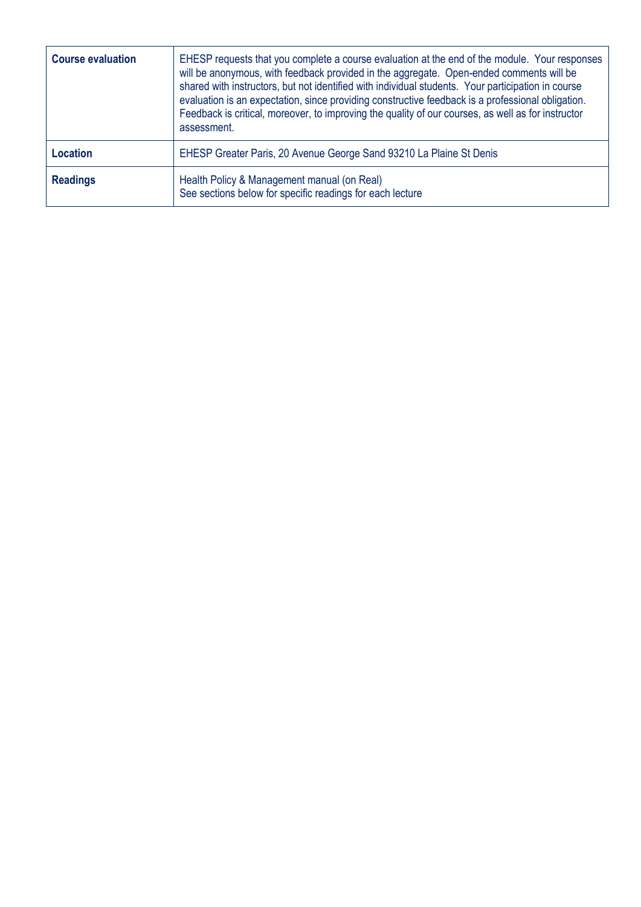| | |
|---|---|
| **Course evaluation** | EHESP requests that you complete a course evaluation at the end of the module. Your responses will be anonymous, with feedback provided in the aggregate. Open-ended comments will be shared with instructors, but not identified with individual students. Your participation in course evaluation is an expectation, since providing constructive feedback is a professional obligation. Feedback is critical, moreover, to improving the quality of our courses, as well as for instructor assessment. |
| **Location** | EHESP Greater Paris, 20 Avenue George Sand 93210 La Plaine St Denis |
| **Readings** | Health Policy & Management manual (on Real)<br>See sections below for specific readings for each lecture |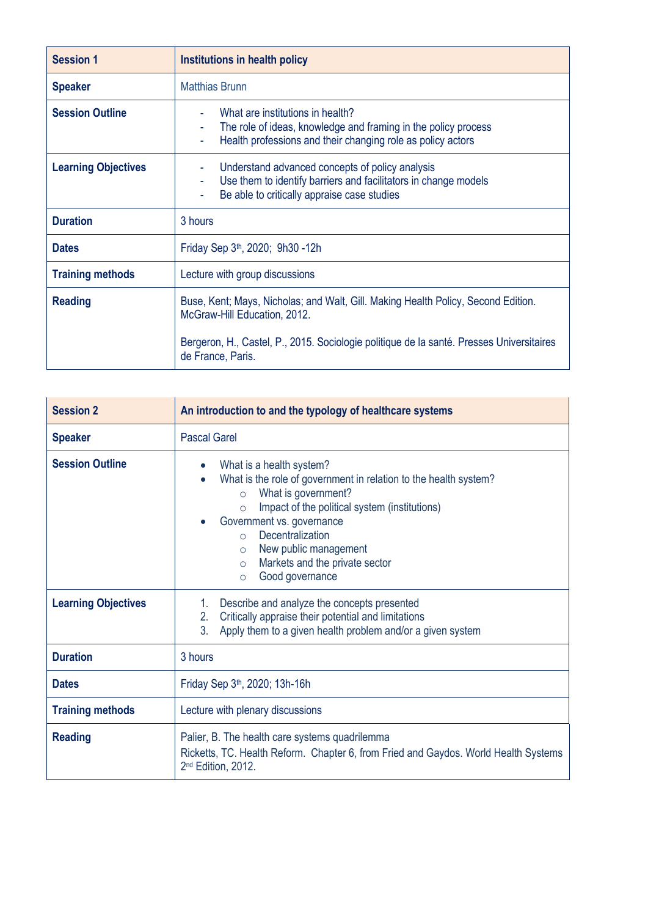| Session 1 | Institutions in health policy |
|---|---|
| Speaker | Matthias Brunn |
| Session Outline | - What are institutions in health?<br>- The role of ideas, knowledge and framing in the policy process<br>- Health professions and their changing role as policy actors |
| Learning Objectives | - Understand advanced concepts of policy analysis<br>- Use them to identify barriers and facilitators in change models<br>- Be able to critically appraise case studies |
| Duration | 3 hours |
| Dates | Friday Sep 3th, 2020; 9h30 -12h |
| Training methods | Lecture with group discussions |
| Reading | Buse, Kent; Mays, Nicholas; and Walt, Gill. Making Health Policy, Second Edition. McGraw-Hill Education, 2012.<br><br>Bergeron, H., Castel, P., 2015. Sociologie politique de la santé. Presses Universitaires de France, Paris. |

| Session 2 | An introduction to and the typology of healthcare systems |
|---|---|
| Speaker | Pascal Garel |
| Session Outline | • What is a health system?<br>• What is the role of government in relation to the health system?<br>&nbsp;&nbsp;&nbsp;&nbsp;○ What is government?<br>&nbsp;&nbsp;&nbsp;&nbsp;○ Impact of the political system (institutions)<br>• Government vs. governance<br>&nbsp;&nbsp;&nbsp;&nbsp;○ Decentralization<br>&nbsp;&nbsp;&nbsp;&nbsp;○ New public management<br>&nbsp;&nbsp;&nbsp;&nbsp;○ Markets and the private sector<br>&nbsp;&nbsp;&nbsp;&nbsp;○ Good governance |
| Learning Objectives | 1. Describe and analyze the concepts presented<br>2. Critically appraise their potential and limitations<br>3. Apply them to a given health problem and/or a given system |
| Duration | 3 hours |
| Dates | Friday Sep 3th, 2020; 13h-16h |
| Training methods | Lecture with plenary discussions |
| Reading | Palier, B. The health care systems quadrilemma<br>Ricketts, TC. Health Reform. Chapter 6, from Fried and Gaydos. World Health Systems 2nd Edition, 2012. |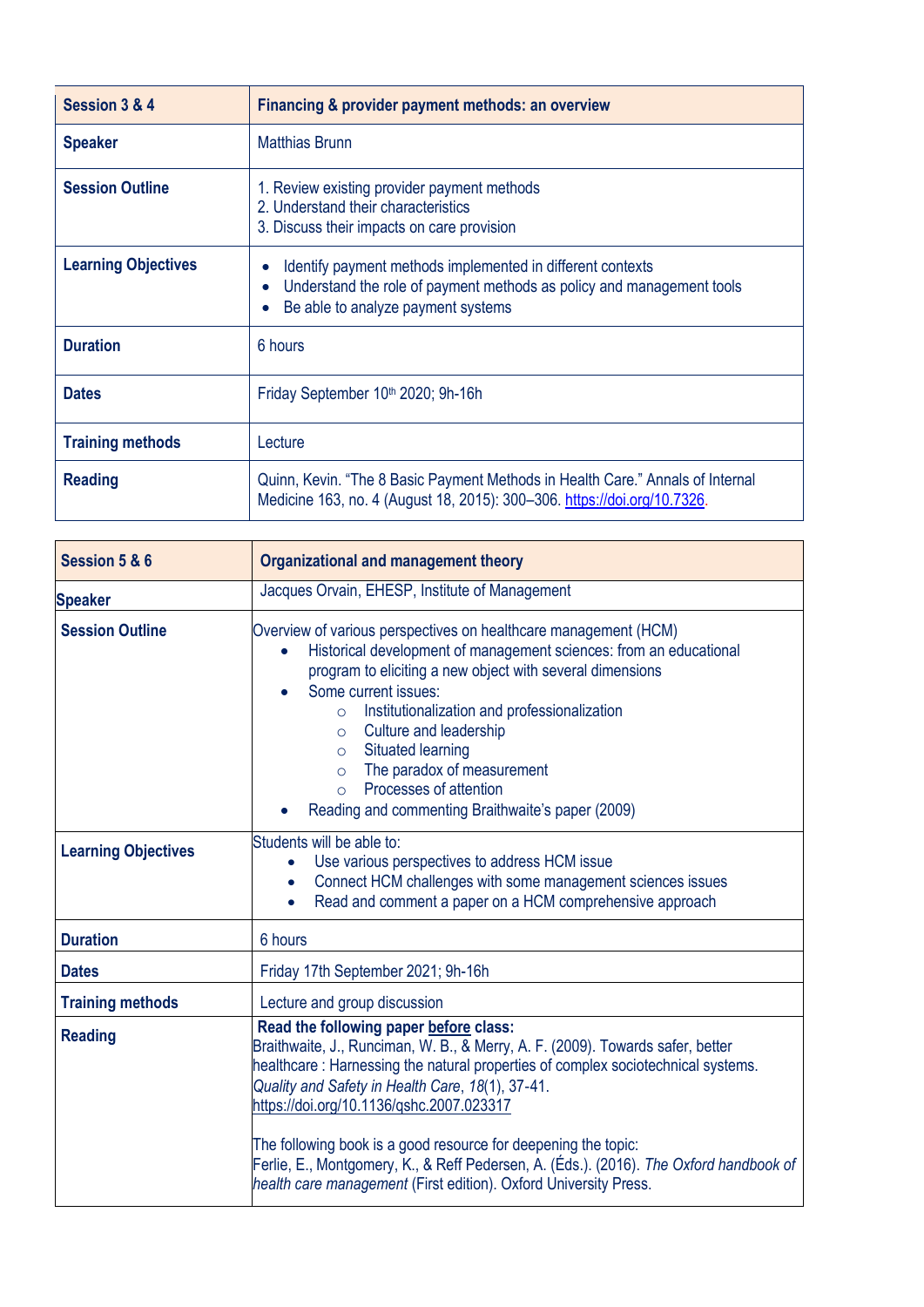| Session 3 & 4 | Financing & provider payment methods: an overview |
|---|---|
| **Speaker** | Matthias Brunn |
| **Session Outline** | 1. Review existing provider payment methods<br>2. Understand their characteristics<br>3. Discuss their impacts on care provision |
| **Learning Objectives** | • Identify payment methods implemented in different contexts<br>• Understand the role of payment methods as policy and management tools<br>• Be able to analyze payment systems |
| **Duration** | 6 hours |
| **Dates** | Friday September 10th 2020; 9h-16h |
| **Training methods** | Lecture |
| **Reading** | Quinn, Kevin. "The 8 Basic Payment Methods in Health Care." Annals of Internal Medicine 163, no. 4 (August 18, 2015): 300–306. https://doi.org/10.7326. |

| Session 5 & 6 | Organizational and management theory |
|---|---|
| **Speaker** | Jacques Orvain, EHESP, Institute of Management |
| **Session Outline** | Overview of various perspectives on healthcare management (HCM)<br>• Historical development of management sciences: from an educational program to eliciting a new object with several dimensions<br>• Some current issues:<br>○ Institutionalization and professionalization<br>○ Culture and leadership<br>○ Situated learning<br>○ The paradox of measurement<br>○ Processes of attention<br>• Reading and commenting Braithwaite's paper (2009) |
| **Learning Objectives** | Students will be able to:<br>• Use various perspectives to address HCM issue<br>• Connect HCM challenges with some management sciences issues<br>• Read and comment a paper on a HCM comprehensive approach |
| **Duration** | 6 hours |
| **Dates** | Friday 17th September 2021; 9h-16h |
| **Training methods** | Lecture and group discussion |
| **Reading** | **Read the following paper before class:**<br>Braithwaite, J., Runciman, W. B., & Merry, A. F. (2009). Towards safer, better healthcare : Harnessing the natural properties of complex sociotechnical systems. *Quality and Safety in Health Care*, *18*(1), 37-41. https://doi.org/10.1136/qshc.2007.023317<br><br>The following book is a good resource for deepening the topic:<br>Ferlie, E., Montgomery, K., & Reff Pedersen, A. (Éds.). (2016). *The Oxford handbook of health care management* (First edition). Oxford University Press. |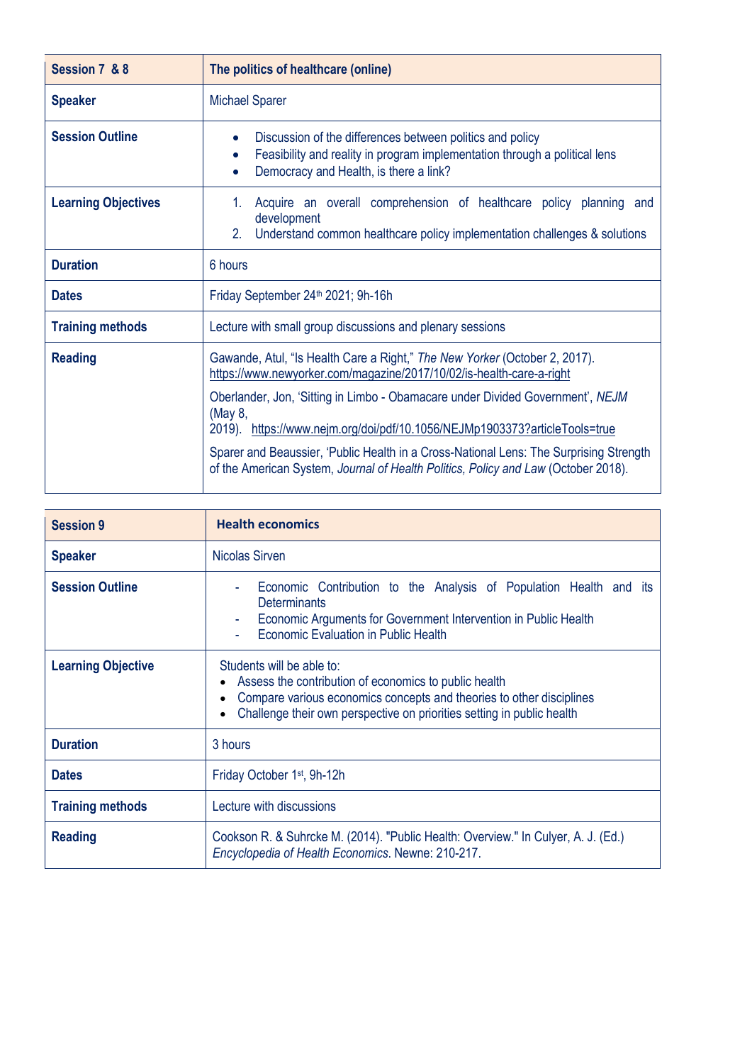| Session 7 & 8 | The politics of healthcare (online) |
| --- | --- |
| **Speaker** | Michael Sparer |
| **Session Outline** | • Discussion of the differences between politics and policy<br>• Feasibility and reality in program implementation through a political lens<br>• Democracy and Health, is there a link? |
| **Learning Objectives** | 1. Acquire an overall comprehension of healthcare policy planning and development<br>2. Understand common healthcare policy implementation challenges & solutions |
| **Duration** | 6 hours |
| **Dates** | Friday September 24th 2021; 9h-16h |
| **Training methods** | Lecture with small group discussions and plenary sessions |
| **Reading** | Gawande, Atul, "Is Health Care a Right," *The New Yorker* (October 2, 2017). https://www.newyorker.com/magazine/2017/10/02/is-health-care-a-right<br><br>Oberlander, Jon, 'Sitting in Limbo - Obamacare under Divided Government', *NEJM* (May 8, 2019). https://www.nejm.org/doi/pdf/10.1056/NEJMp1903373?articleTools=true<br><br>Sparer and Beaussier, 'Public Health in a Cross-National Lens: The Surprising Strength of the American System, *Journal of Health Politics, Policy and Law* (October 2018). |

| Session 9 | Health economics |
| --- | --- |
| **Speaker** | Nicolas Sirven |
| **Session Outline** | - Economic Contribution to the Analysis of Population Health and its Determinants<br>- Economic Arguments for Government Intervention in Public Health<br>- Economic Evaluation in Public Health |
| **Learning Objective** | Students will be able to:<br>• Assess the contribution of economics to public health<br>• Compare various economics concepts and theories to other disciplines<br>• Challenge their own perspective on priorities setting in public health |
| **Duration** | 3 hours |
| **Dates** | Friday October 1st, 9h-12h |
| **Training methods** | Lecture with discussions |
| **Reading** | Cookson R. & Suhrcke M. (2014). "Public Health: Overview." In Culyer, A. J. (Ed.) *Encyclopedia of Health Economics*. Newne: 210-217. |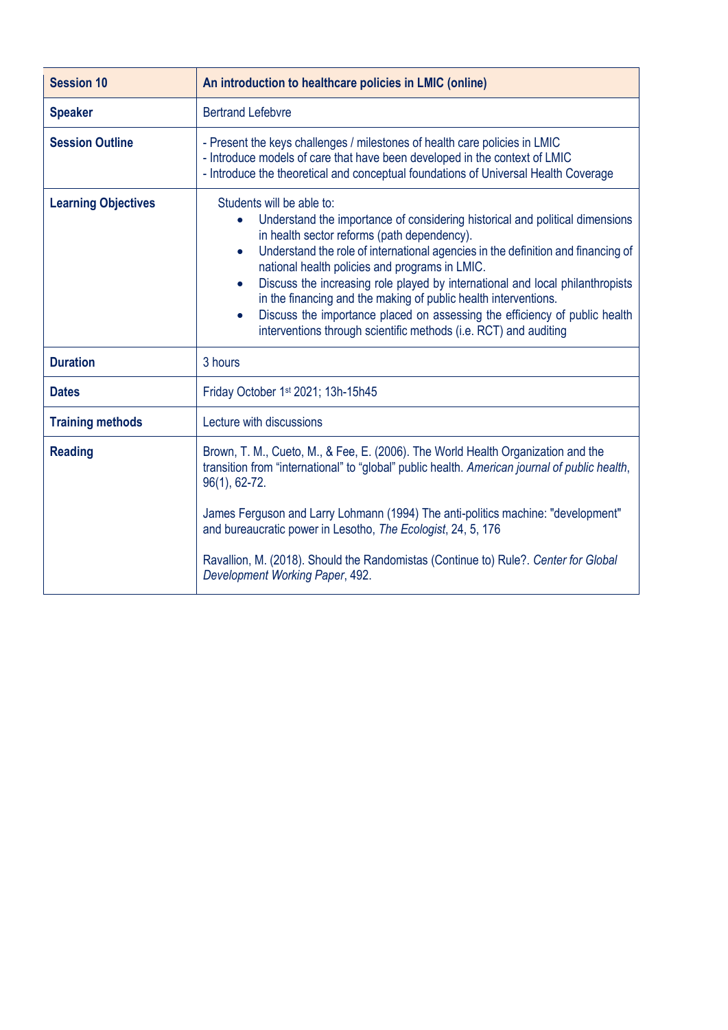| Session 10 | An introduction to healthcare policies in LMIC (online) |
|---|---|
| Speaker | Bertrand Lefebvre |
| Session Outline | - Present the keys challenges / milestones of health care policies in LMIC<br>- Introduce models of care that have been developed in the context of LMIC<br>- Introduce the theoretical and conceptual foundations of Universal Health Coverage |
| Learning Objectives | Students will be able to:<br>• Understand the importance of considering historical and political dimensions in health sector reforms (path dependency).<br>• Understand the role of international agencies in the definition and financing of national health policies and programs in LMIC.<br>• Discuss the increasing role played by international and local philanthropists in the financing and the making of public health interventions.<br>• Discuss the importance placed on assessing the efficiency of public health interventions through scientific methods (i.e. RCT) and auditing |
| Duration | 3 hours |
| Dates | Friday October 1st 2021; 13h-15h45 |
| Training methods | Lecture with discussions |
| Reading | Brown, T. M., Cueto, M., & Fee, E. (2006). The World Health Organization and the transition from “international” to “global” public health. *American journal of public health*, 96(1), 62-72.<br><br>James Ferguson and Larry Lohmann (1994) The anti-politics machine: "development" and bureaucratic power in Lesotho, *The Ecologist*, 24, 5, 176<br><br>Ravallion, M. (2018). Should the Randomistas (Continue to) Rule?. *Center for Global Development Working Paper*, 492. |